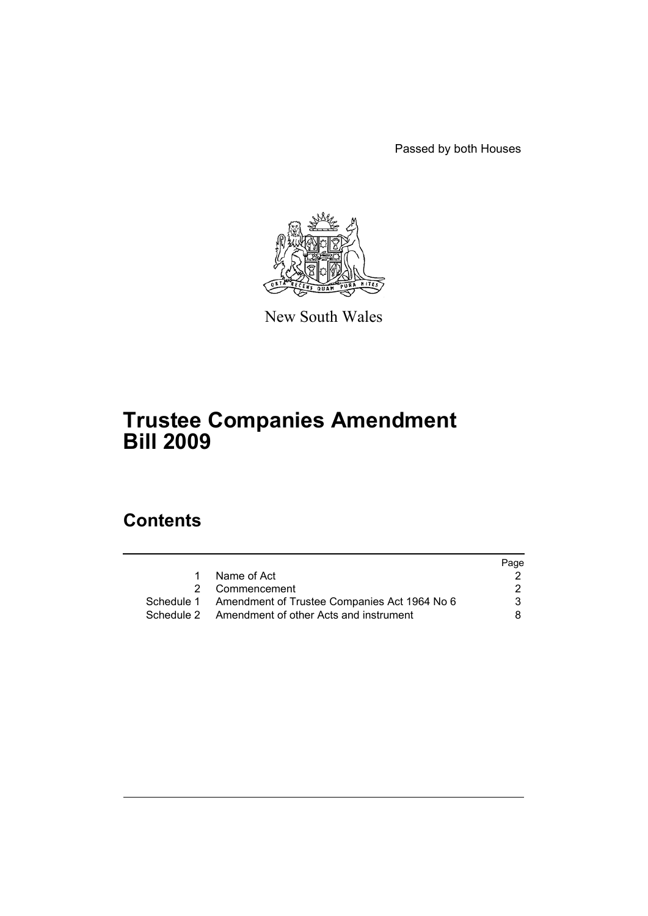Passed by both Houses

New South Wales

# Trustee Companies Amendment Bill 2009

## Contents

| | | Page |
|---|---|---|
| 1 | Name of Act | 2 |
| 2 | Commencement | 2 |
| Schedule 1 | Amendment of Trustee Companies Act 1964 No 6 | 3 |
| Schedule 2 | Amendment of other Acts and instrument | 8 |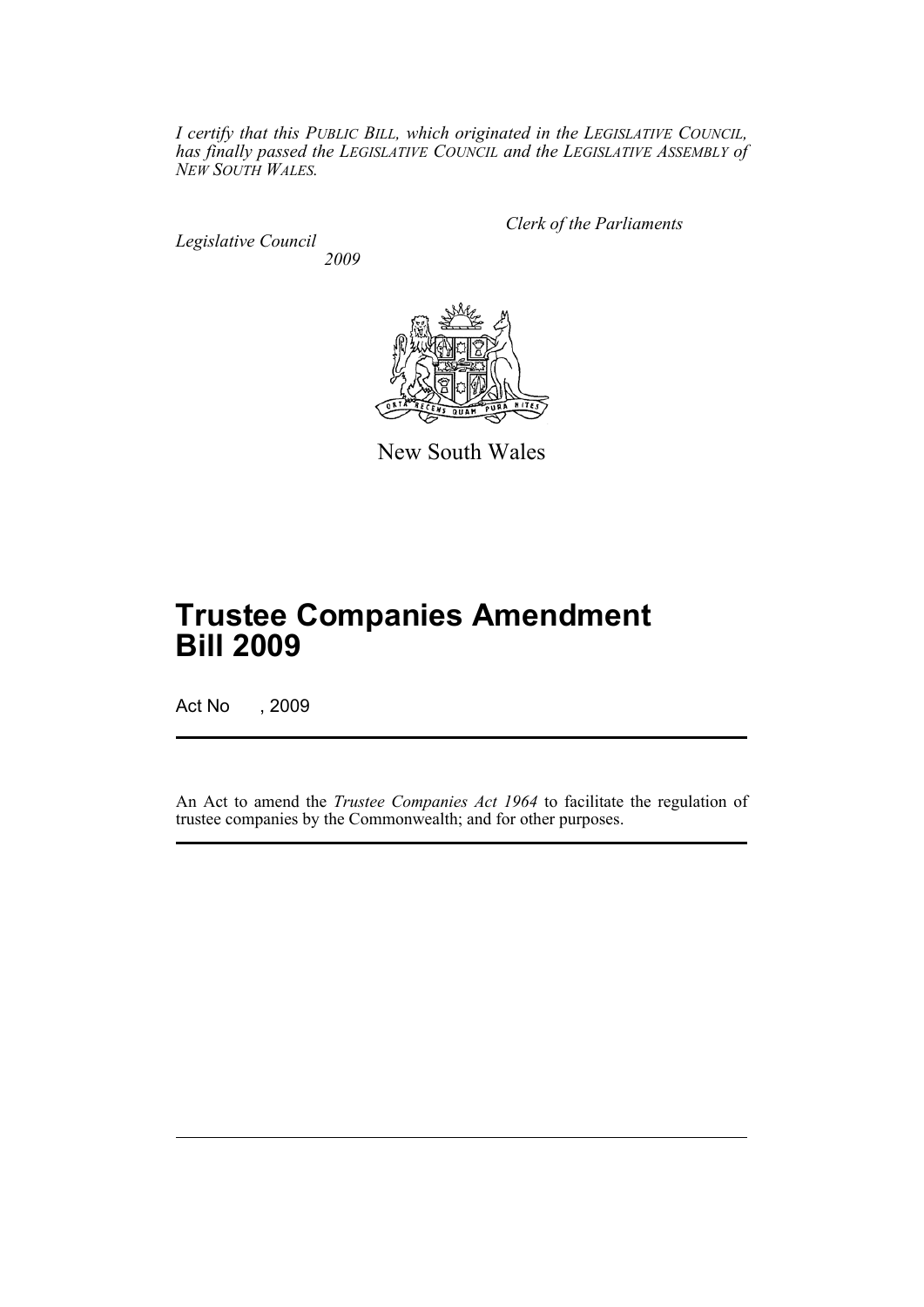*I certify that this PUBLIC BILL, which originated in the LEGISLATIVE COUNCIL, has finally passed the LEGISLATIVE COUNCIL and the LEGISLATIVE ASSEMBLY of NEW SOUTH WALES.*

*Clerk of the Parliaments*

*Legislative Council*
*2009*

New South Wales

# Trustee Companies Amendment Bill 2009

Act No , 2009

An Act to amend the *Trustee Companies Act 1964* to facilitate the regulation of trustee companies by the Commonwealth; and for other purposes.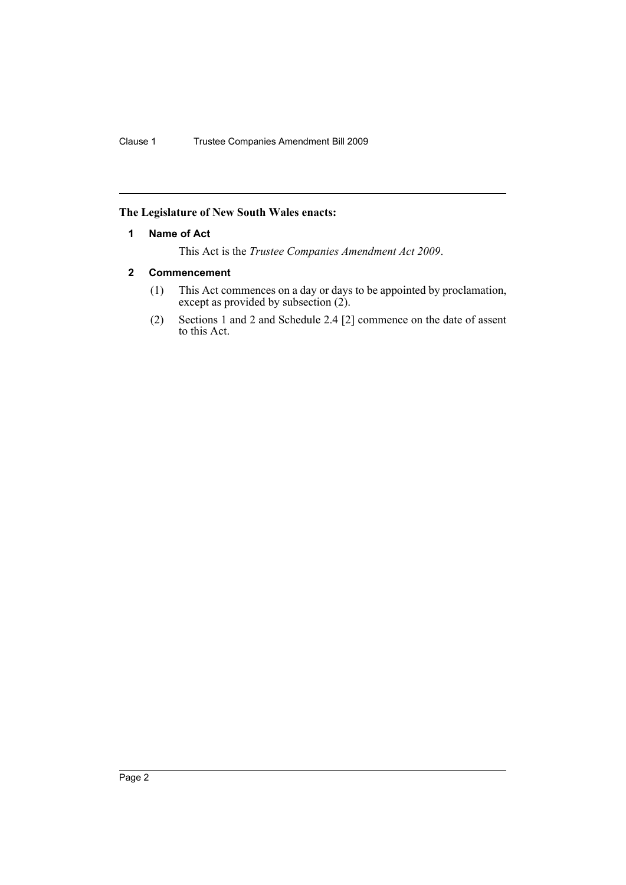**The Legislature of New South Wales enacts:**

#### 1 Name of Act

This Act is the *Trustee Companies Amendment Act 2009*.

#### 2 Commencement

(1) This Act commences on a day or days to be appointed by proclamation, except as provided by subsection (2).

(2) Sections 1 and 2 and Schedule 2.4 [2] commence on the date of assent to this Act.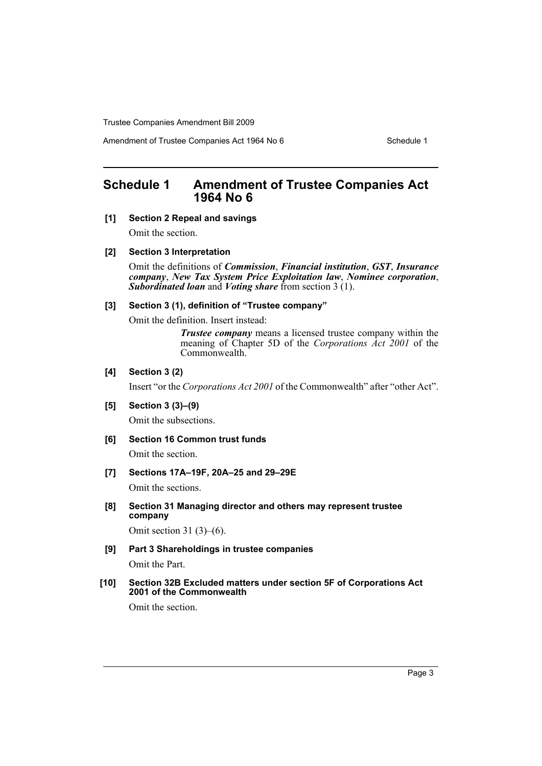## Schedule 1 Amendment of Trustee Companies Act 1964 No 6

**[1] Section 2 Repeal and savings**

Omit the section.

**[2] Section 3 Interpretation**

Omit the definitions of ***Commission***, ***Financial institution***, ***GST***, ***Insurance company***, ***New Tax System Price Exploitation law***, ***Nominee corporation***, ***Subordinated loan*** and ***Voting share*** from section 3 (1).

**[3] Section 3 (1), definition of "Trustee company"**

Omit the definition. Insert instead:

> ***Trustee company*** means a licensed trustee company within the meaning of Chapter 5D of the *Corporations Act 2001* of the Commonwealth.

**[4] Section 3 (2)**

Insert "or the *Corporations Act 2001* of the Commonwealth" after "other Act".

**[5] Section 3 (3)–(9)**

Omit the subsections.

**[6] Section 16 Common trust funds**

Omit the section.

**[7] Sections 17A–19F, 20A–25 and 29–29E**

Omit the sections.

**[8] Section 31 Managing director and others may represent trustee company**

Omit section 31 (3)–(6).

**[9] Part 3 Shareholdings in trustee companies**

Omit the Part.

**[10] Section 32B Excluded matters under section 5F of Corporations Act 2001 of the Commonwealth**

Omit the section.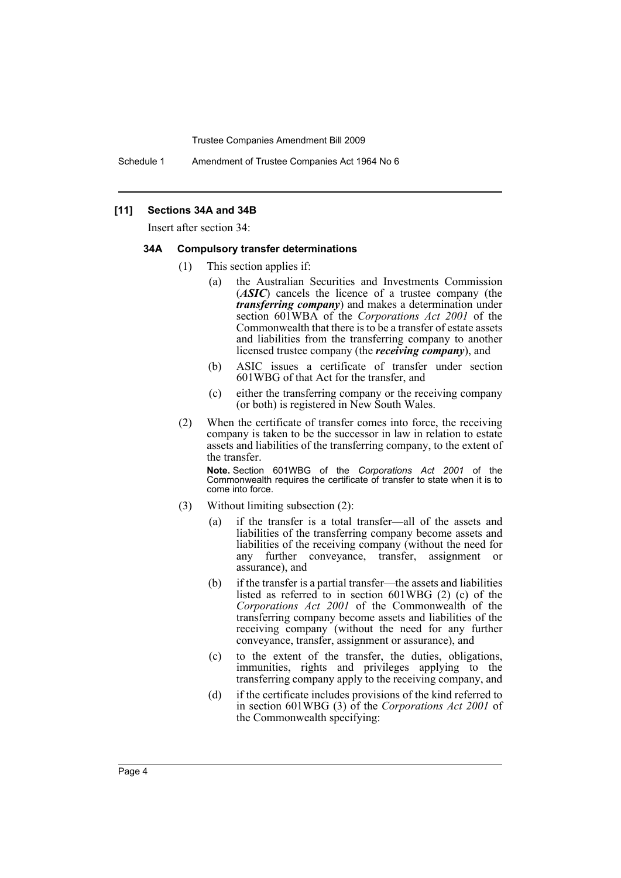### [11] Sections 34A and 34B

Insert after section 34:

#### 34A Compulsory transfer determinations

(1) This section applies if:

(a) the Australian Securities and Investments Commission (***ASIC***) cancels the licence of a trustee company (the ***transferring company***) and makes a determination under section 601WBA of the *Corporations Act 2001* of the Commonwealth that there is to be a transfer of estate assets and liabilities from the transferring company to another licensed trustee company (the ***receiving company***), and

(b) ASIC issues a certificate of transfer under section 601WBG of that Act for the transfer, and

(c) either the transferring company or the receiving company (or both) is registered in New South Wales.

(2) When the certificate of transfer comes into force, the receiving company is taken to be the successor in law in relation to estate assets and liabilities of the transferring company, to the extent of the transfer.

**Note.** Section 601WBG of the *Corporations Act 2001* of the Commonwealth requires the certificate of transfer to state when it is to come into force.

(3) Without limiting subsection (2):

(a) if the transfer is a total transfer—all of the assets and liabilities of the transferring company become assets and liabilities of the receiving company (without the need for any further conveyance, transfer, assignment or assurance), and

(b) if the transfer is a partial transfer—the assets and liabilities listed as referred to in section 601WBG (2) (c) of the *Corporations Act 2001* of the Commonwealth of the transferring company become assets and liabilities of the receiving company (without the need for any further conveyance, transfer, assignment or assurance), and

(c) to the extent of the transfer, the duties, obligations, immunities, rights and privileges applying to the transferring company apply to the receiving company, and

(d) if the certificate includes provisions of the kind referred to in section 601WBG (3) of the *Corporations Act 2001* of the Commonwealth specifying: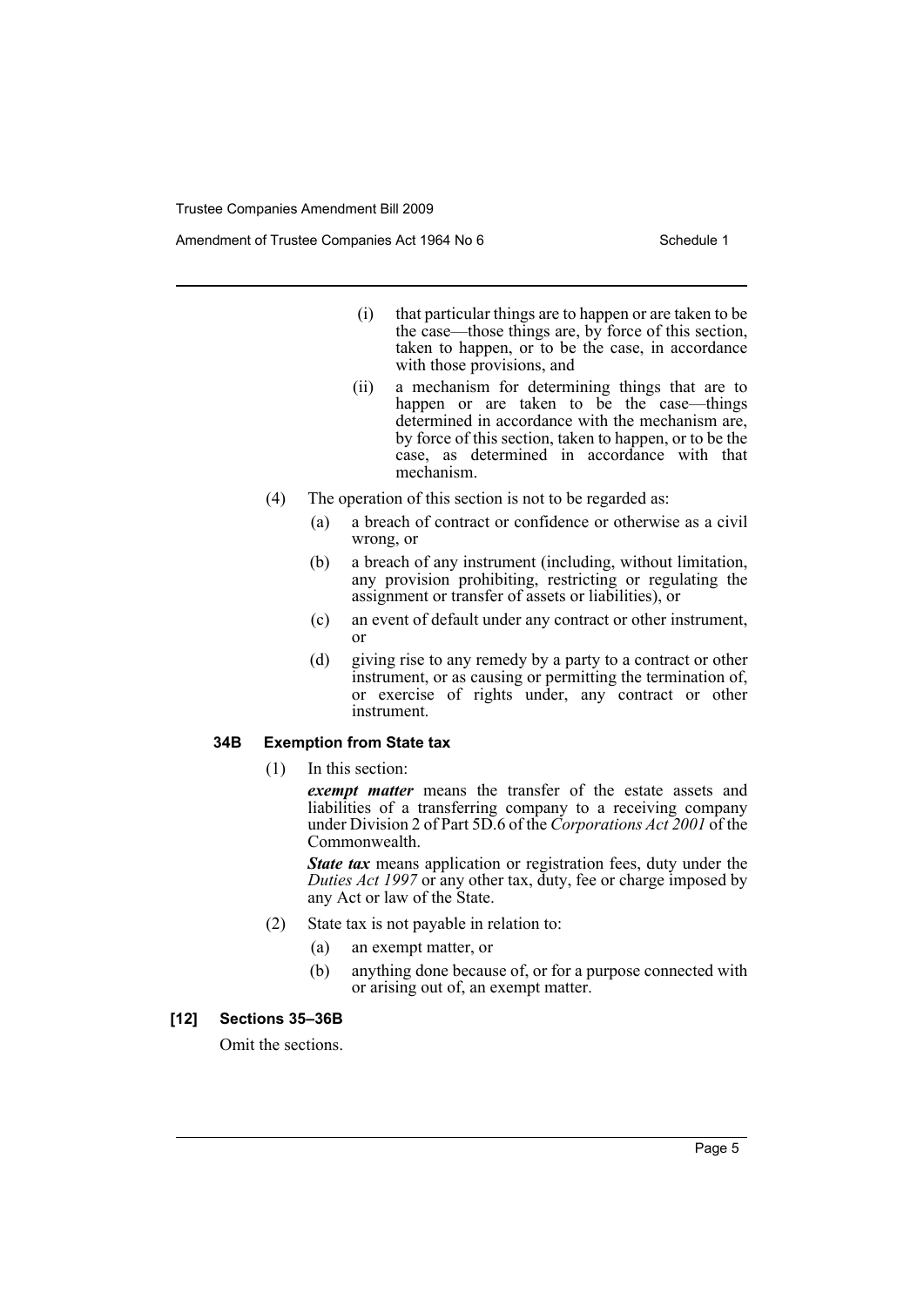(i) that particular things are to happen or are taken to be the case—those things are, by force of this section, taken to happen, or to be the case, in accordance with those provisions, and

(ii) a mechanism for determining things that are to happen or are taken to be the case—things determined in accordance with the mechanism are, by force of this section, taken to happen, or to be the case, as determined in accordance with that mechanism.

(4) The operation of this section is not to be regarded as:

(a) a breach of contract or confidence or otherwise as a civil wrong, or

(b) a breach of any instrument (including, without limitation, any provision prohibiting, restricting or regulating the assignment or transfer of assets or liabilities), or

(c) an event of default under any contract or other instrument, or

(d) giving rise to any remedy by a party to a contract or other instrument, or as causing or permitting the termination of, or exercise of rights under, any contract or other instrument.

**34B Exemption from State tax**

(1) In this section:

***exempt matter*** means the transfer of the estate assets and liabilities of a transferring company to a receiving company under Division 2 of Part 5D.6 of the *Corporations Act 2001* of the Commonwealth.

***State tax*** means application or registration fees, duty under the *Duties Act 1997* or any other tax, duty, fee or charge imposed by any Act or law of the State.

(2) State tax is not payable in relation to:

(a) an exempt matter, or

(b) anything done because of, or for a purpose connected with or arising out of, an exempt matter.

**[12] Sections 35–36B**

Omit the sections.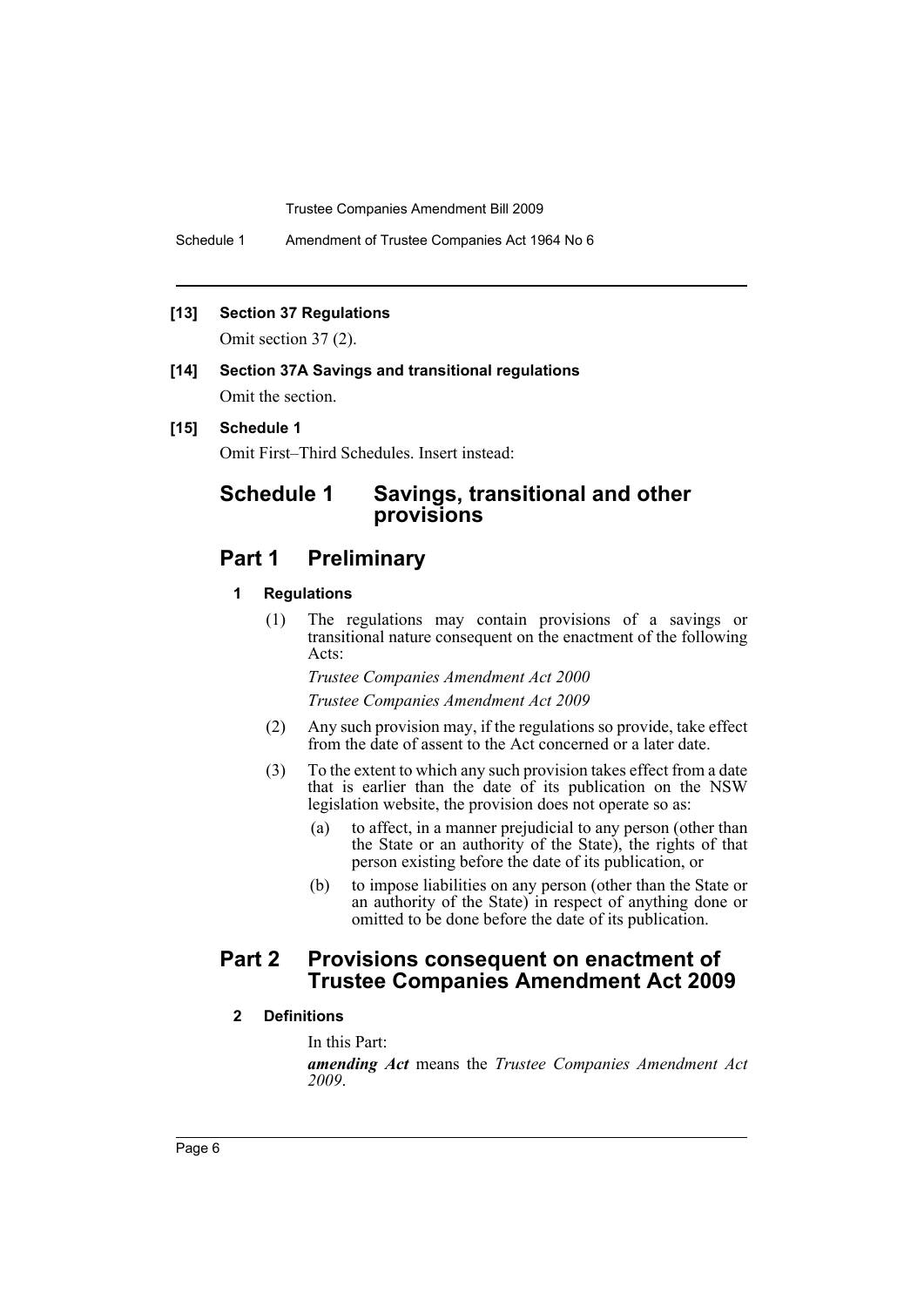**[13] Section 37 Regulations**

Omit section 37 (2).

**[14] Section 37A Savings and transitional regulations**

Omit the section.

**[15] Schedule 1**

Omit First–Third Schedules. Insert instead:

# Schedule 1 Savings, transitional and other provisions

## Part 1 Preliminary

### 1 Regulations

(1) The regulations may contain provisions of a savings or transitional nature consequent on the enactment of the following Acts:

*Trustee Companies Amendment Act 2000*

*Trustee Companies Amendment Act 2009*

(2) Any such provision may, if the regulations so provide, take effect from the date of assent to the Act concerned or a later date.

(3) To the extent to which any such provision takes effect from a date that is earlier than the date of its publication on the NSW legislation website, the provision does not operate so as:

- (a) to affect, in a manner prejudicial to any person (other than the State or an authority of the State), the rights of that person existing before the date of its publication, or
- (b) to impose liabilities on any person (other than the State or an authority of the State) in respect of anything done or omitted to be done before the date of its publication.

## Part 2 Provisions consequent on enactment of Trustee Companies Amendment Act 2009

### 2 Definitions

In this Part:

***amending Act*** means the *Trustee Companies Amendment Act 2009*.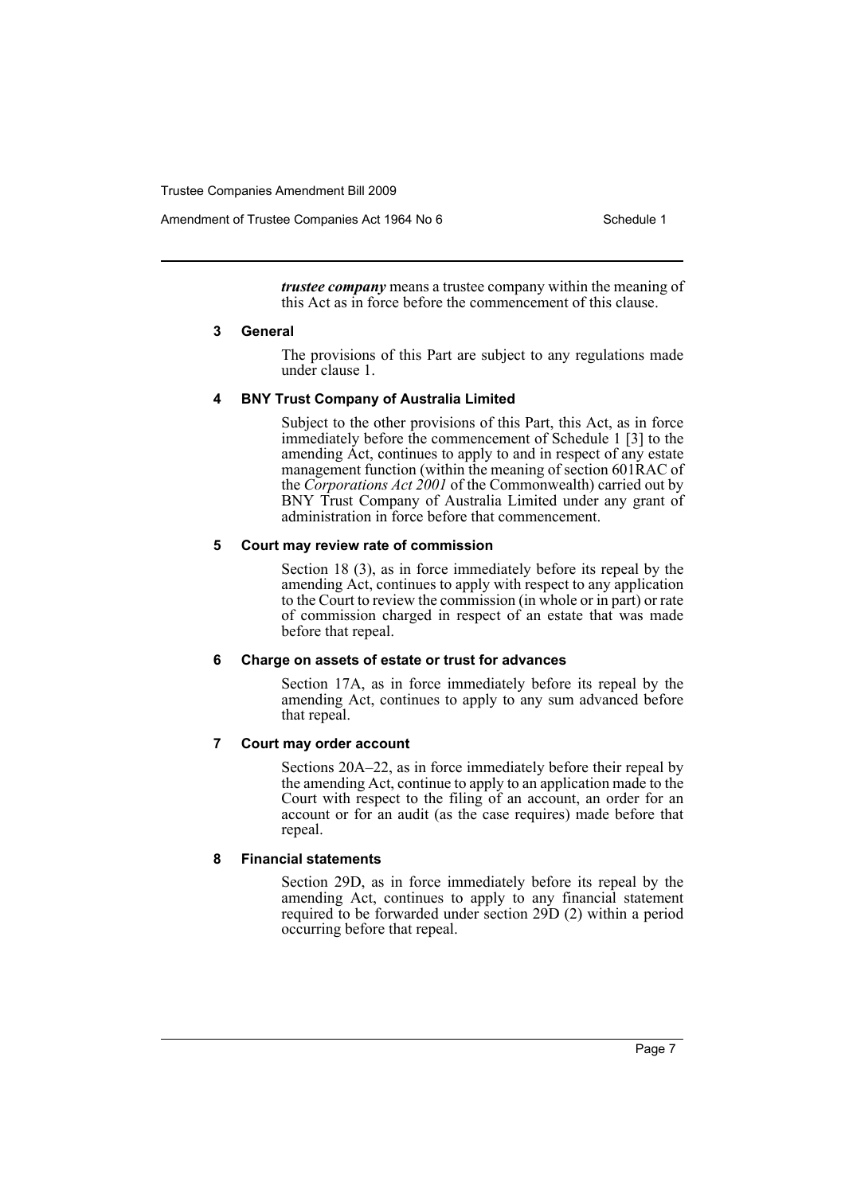***trustee company*** means a trustee company within the meaning of this Act as in force before the commencement of this clause.

### 3 General

The provisions of this Part are subject to any regulations made under clause 1.

### 4 BNY Trust Company of Australia Limited

Subject to the other provisions of this Part, this Act, as in force immediately before the commencement of Schedule 1 [3] to the amending Act, continues to apply to and in respect of any estate management function (within the meaning of section 601RAC of the *Corporations Act 2001* of the Commonwealth) carried out by BNY Trust Company of Australia Limited under any grant of administration in force before that commencement.

### 5 Court may review rate of commission

Section 18 (3), as in force immediately before its repeal by the amending Act, continues to apply with respect to any application to the Court to review the commission (in whole or in part) or rate of commission charged in respect of an estate that was made before that repeal.

### 6 Charge on assets of estate or trust for advances

Section 17A, as in force immediately before its repeal by the amending Act, continues to apply to any sum advanced before that repeal.

### 7 Court may order account

Sections 20A–22, as in force immediately before their repeal by the amending Act, continue to apply to an application made to the Court with respect to the filing of an account, an order for an account or for an audit (as the case requires) made before that repeal.

### 8 Financial statements

Section 29D, as in force immediately before its repeal by the amending Act, continues to apply to any financial statement required to be forwarded under section 29D (2) within a period occurring before that repeal.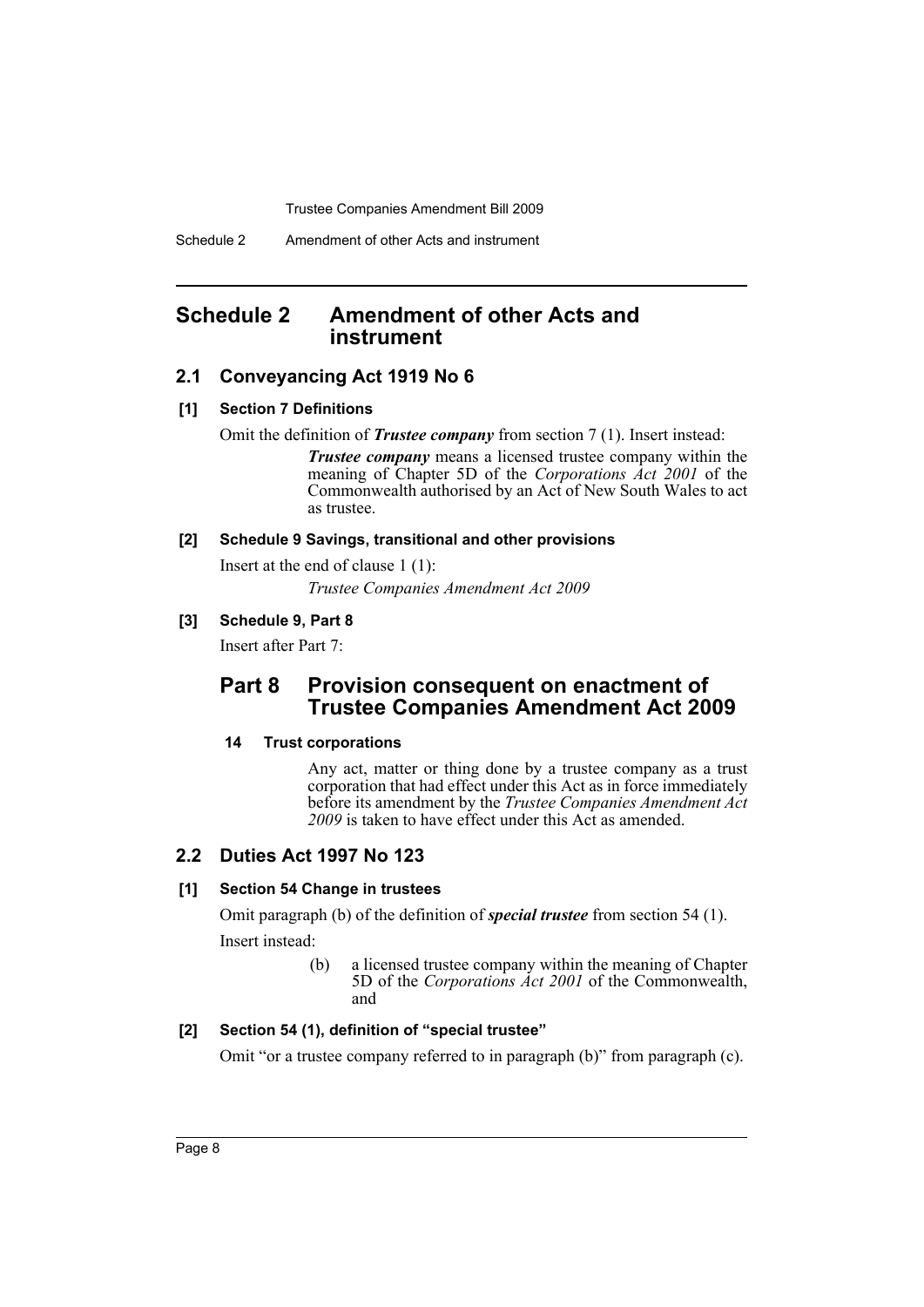# Schedule 2 Amendment of other Acts and instrument

## 2.1 Conveyancing Act 1919 No 6

### [1] Section 7 Definitions

Omit the definition of ***Trustee company*** from section 7 (1). Insert instead:

> ***Trustee company*** means a licensed trustee company within the meaning of Chapter 5D of the *Corporations Act 2001* of the Commonwealth authorised by an Act of New South Wales to act as trustee.

### [2] Schedule 9 Savings, transitional and other provisions

Insert at the end of clause 1 (1):

> *Trustee Companies Amendment Act 2009*

### [3] Schedule 9, Part 8

Insert after Part 7:

## Part 8 Provision consequent on enactment of Trustee Companies Amendment Act 2009

### 14 Trust corporations

Any act, matter or thing done by a trustee company as a trust corporation that had effect under this Act as in force immediately before its amendment by the *Trustee Companies Amendment Act 2009* is taken to have effect under this Act as amended.

## 2.2 Duties Act 1997 No 123

### [1] Section 54 Change in trustees

Omit paragraph (b) of the definition of ***special trustee*** from section 54 (1).

Insert instead:

> (b) a licensed trustee company within the meaning of Chapter 5D of the *Corporations Act 2001* of the Commonwealth, and

### [2] Section 54 (1), definition of "special trustee"

Omit "or a trustee company referred to in paragraph (b)" from paragraph (c).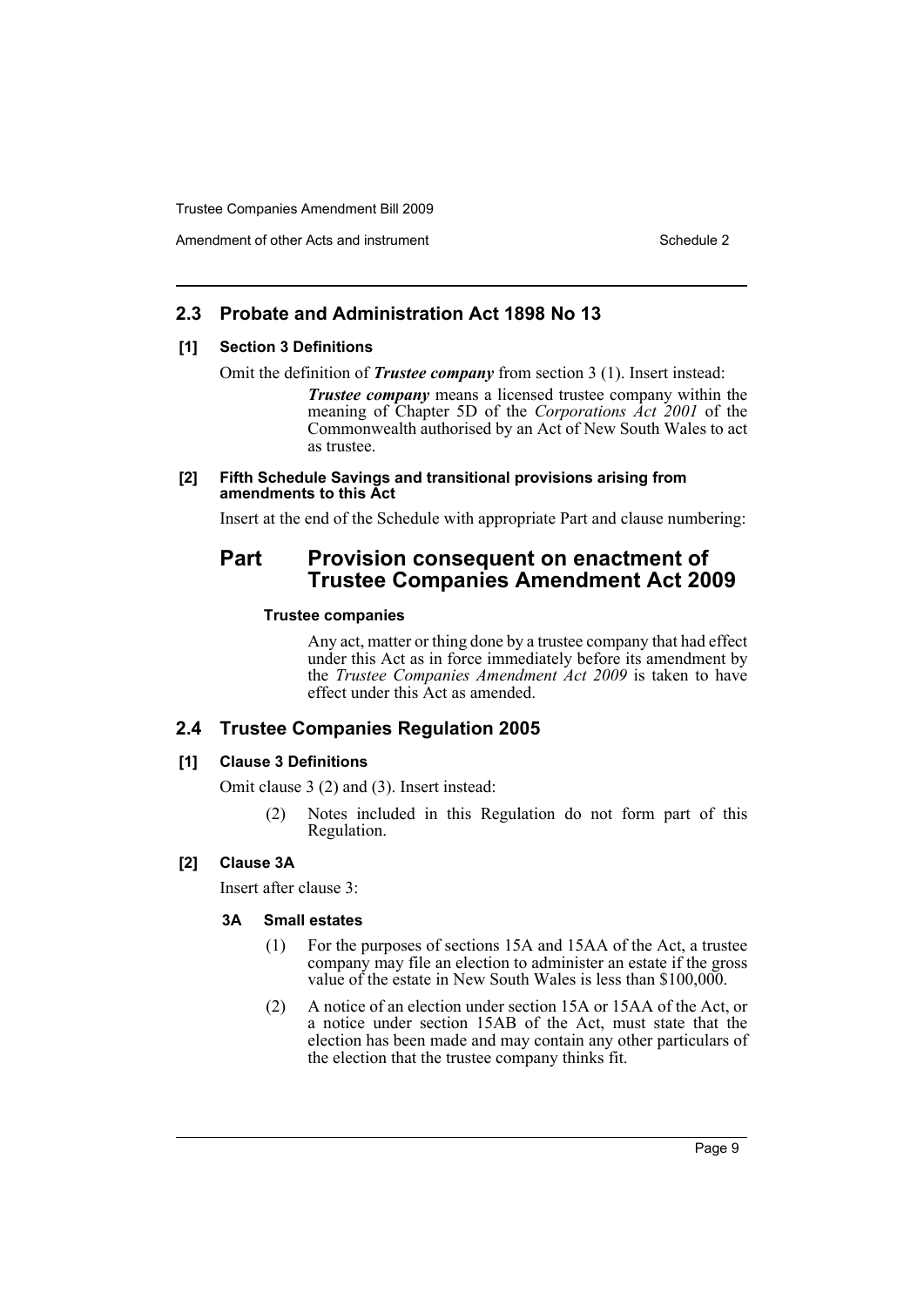## 2.3 Probate and Administration Act 1898 No 13

### [1] Section 3 Definitions

Omit the definition of ***Trustee company*** from section 3 (1). Insert instead:

> ***Trustee company*** means a licensed trustee company within the meaning of Chapter 5D of the *Corporations Act 2001* of the Commonwealth authorised by an Act of New South Wales to act as trustee.

### [2] Fifth Schedule Savings and transitional provisions arising from amendments to this Act

Insert at the end of the Schedule with appropriate Part and clause numbering:

## Part Provision consequent on enactment of Trustee Companies Amendment Act 2009

#### Trustee companies

Any act, matter or thing done by a trustee company that had effect under this Act as in force immediately before its amendment by the *Trustee Companies Amendment Act 2009* is taken to have effect under this Act as amended.

## 2.4 Trustee Companies Regulation 2005

### [1] Clause 3 Definitions

Omit clause 3 (2) and (3). Insert instead:

(2) Notes included in this Regulation do not form part of this Regulation.

### [2] Clause 3A

Insert after clause 3:

#### 3A Small estates

(1) For the purposes of sections 15A and 15AA of the Act, a trustee company may file an election to administer an estate if the gross value of the estate in New South Wales is less than $100,000.

(2) A notice of an election under section 15A or 15AA of the Act, or a notice under section 15AB of the Act, must state that the election has been made and may contain any other particulars of the election that the trustee company thinks fit.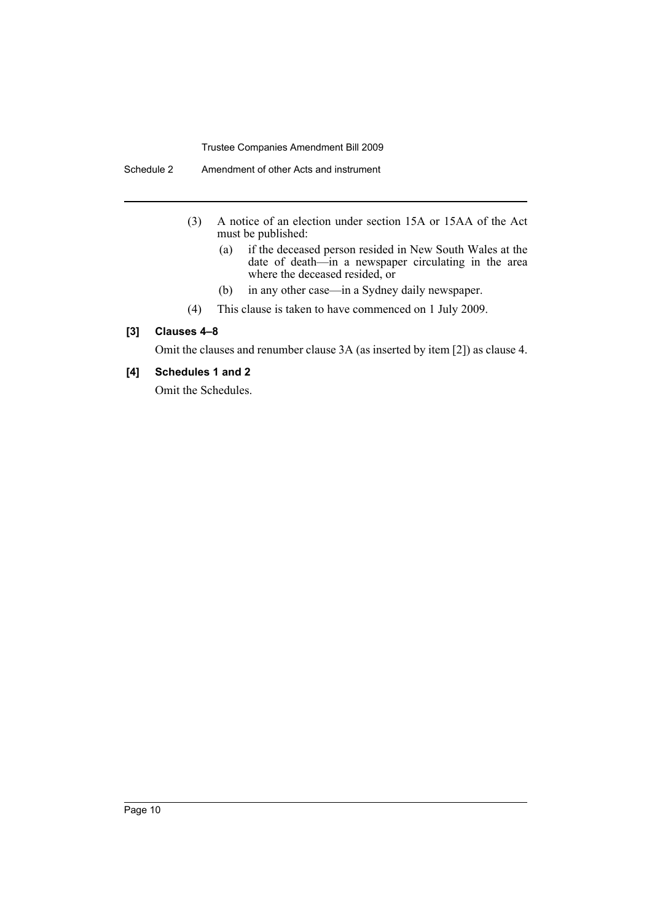(3) A notice of an election under section 15A or 15AA of the Act must be published:

(a) if the deceased person resided in New South Wales at the date of death—in a newspaper circulating in the area where the deceased resided, or

(b) in any other case—in a Sydney daily newspaper.

(4) This clause is taken to have commenced on 1 July 2009.

**[3] Clauses 4–8**

Omit the clauses and renumber clause 3A (as inserted by item [2]) as clause 4.

**[4] Schedules 1 and 2**

Omit the Schedules.